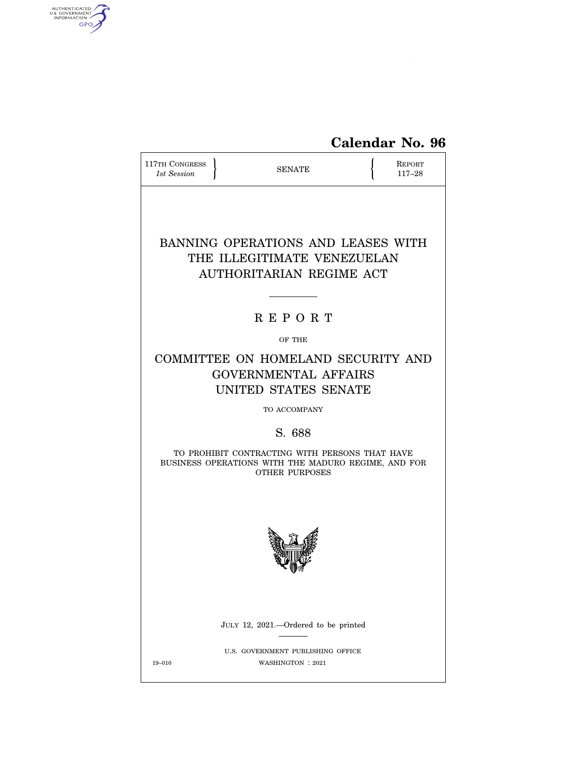**Calendar No. 96**

117TH CONGRESS
*1st Session*

SENATE

REPORT
117–28

# BANNING OPERATIONS AND LEASES WITH THE ILLEGITIMATE VENEZUELAN AUTHORITARIAN REGIME ACT

## R E P O R T

OF THE

## COMMITTEE ON HOMELAND SECURITY AND GOVERNMENTAL AFFAIRS UNITED STATES SENATE

TO ACCOMPANY

## S. 688

TO PROHIBIT CONTRACTING WITH PERSONS THAT HAVE BUSINESS OPERATIONS WITH THE MADURO REGIME, AND FOR OTHER PURPOSES

JULY 12, 2021.—Ordered to be printed

U.S. GOVERNMENT PUBLISHING OFFICE
19–010 WASHINGTON : 2021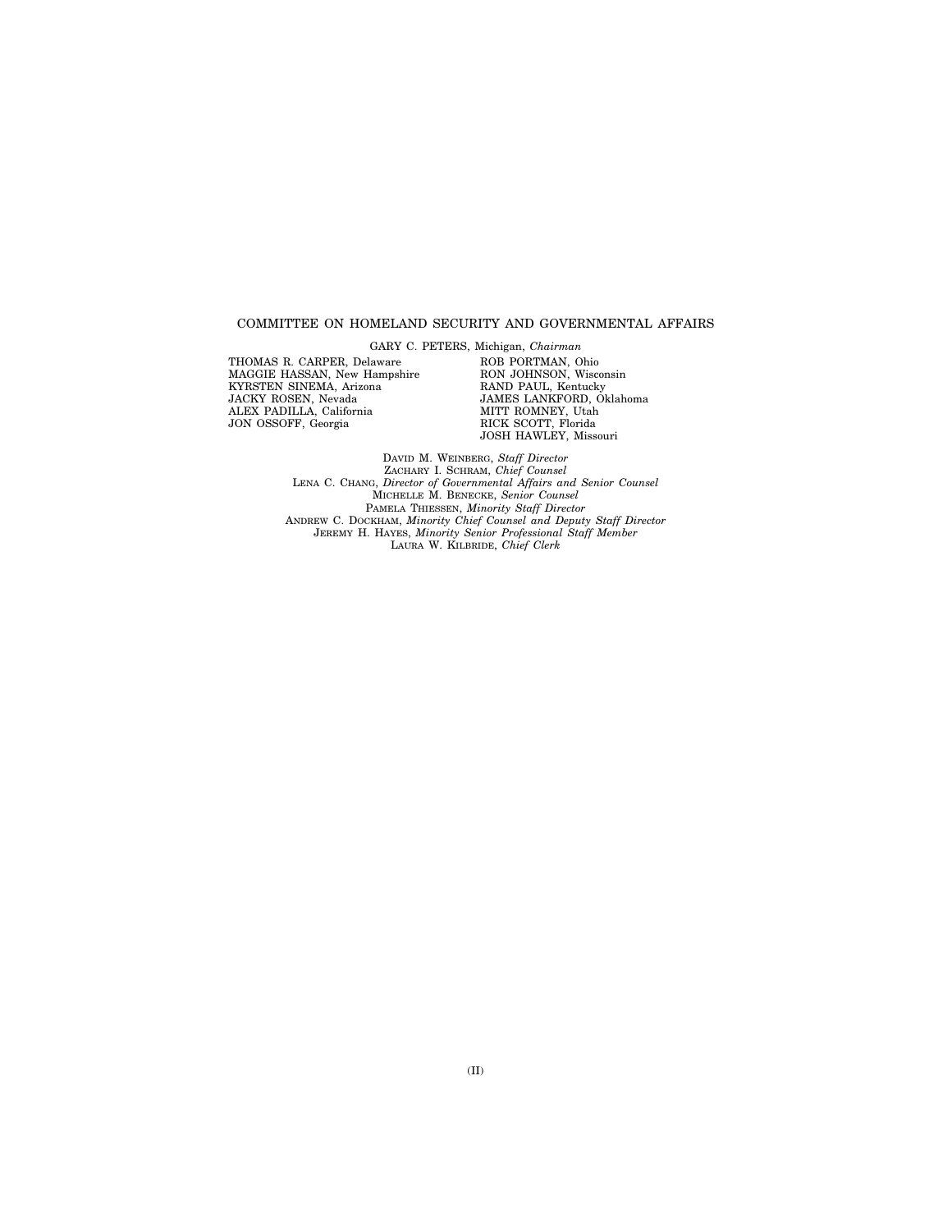## COMMITTEE ON HOMELAND SECURITY AND GOVERNMENTAL AFFAIRS

GARY C. PETERS, Michigan, *Chairman*

THOMAS R. CARPER, Delaware
MAGGIE HASSAN, New Hampshire
KYRSTEN SINEMA, Arizona
JACKY ROSEN, Nevada
ALEX PADILLA, California
JON OSSOFF, Georgia

ROB PORTMAN, Ohio
RON JOHNSON, Wisconsin
RAND PAUL, Kentucky
JAMES LANKFORD, Oklahoma
MITT ROMNEY, Utah
RICK SCOTT, Florida
JOSH HAWLEY, Missouri

DAVID M. WEINBERG, *Staff Director*
ZACHARY I. SCHRAM, *Chief Counsel*
LENA C. CHANG, *Director of Governmental Affairs and Senior Counsel*
MICHELLE M. BENECKE, *Senior Counsel*
PAMELA THIESSEN, *Minority Staff Director*
ANDREW C. DOCKHAM, *Minority Chief Counsel and Deputy Staff Director*
JEREMY H. HAYES, *Minority Senior Professional Staff Member*
LAURA W. KILBRIDE, *Chief Clerk*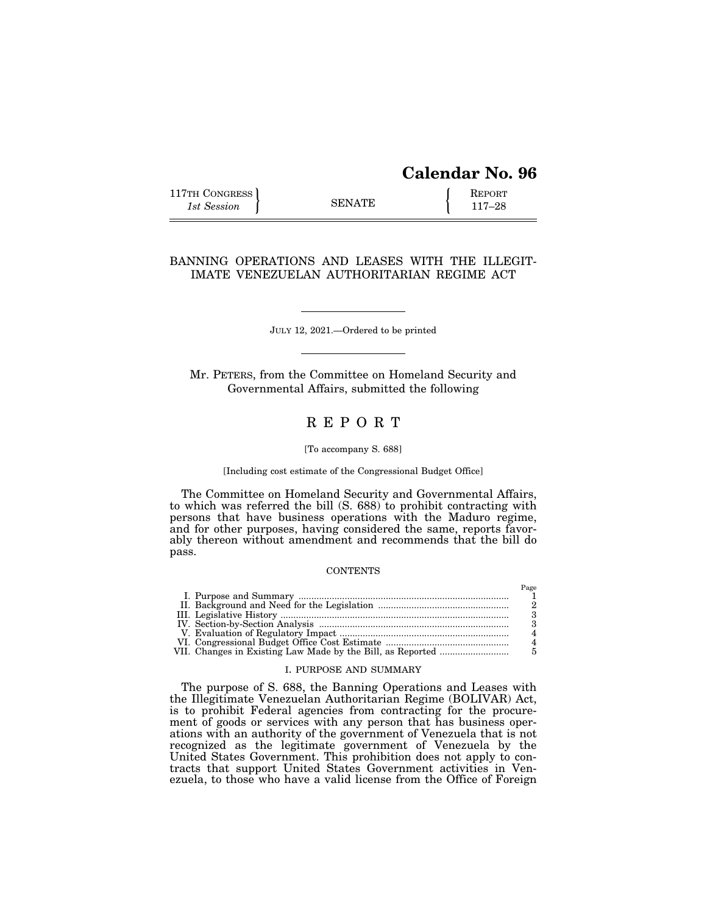# Calendar No. 96

117TH CONGRESS
*1st Session*

SENATE

REPORT
117–28

## BANNING OPERATIONS AND LEASES WITH THE ILLEGITIMATE VENEZUELAN AUTHORITARIAN REGIME ACT

JULY 12, 2021.—Ordered to be printed

Mr. PETERS, from the Committee on Homeland Security and Governmental Affairs, submitted the following

## R E P O R T

[To accompany S. 688]

[Including cost estimate of the Congressional Budget Office]

The Committee on Homeland Security and Governmental Affairs, to which was referred the bill (S. 688) to prohibit contracting with persons that have business operations with the Maduro regime, and for other purposes, having considered the same, reports favorably thereon without amendment and recommends that the bill do pass.

CONTENTS

| | Page |
|---|---|
| I. Purpose and Summary | 1 |
| II. Background and Need for the Legislation | 2 |
| III. Legislative History | 3 |
| IV. Section-by-Section Analysis | 3 |
| V. Evaluation of Regulatory Impact | 4 |
| VI. Congressional Budget Office Cost Estimate | 4 |
| VII. Changes in Existing Law Made by the Bill, as Reported | 5 |

### I. PURPOSE AND SUMMARY

The purpose of S. 688, the Banning Operations and Leases with the Illegitimate Venezuelan Authoritarian Regime (BOLIVAR) Act, is to prohibit Federal agencies from contracting for the procurement of goods or services with any person that has business operations with an authority of the government of Venezuela that is not recognized as the legitimate government of Venezuela by the United States Government. This prohibition does not apply to contracts that support United States Government activities in Venezuela, to those who have a valid license from the Office of Foreign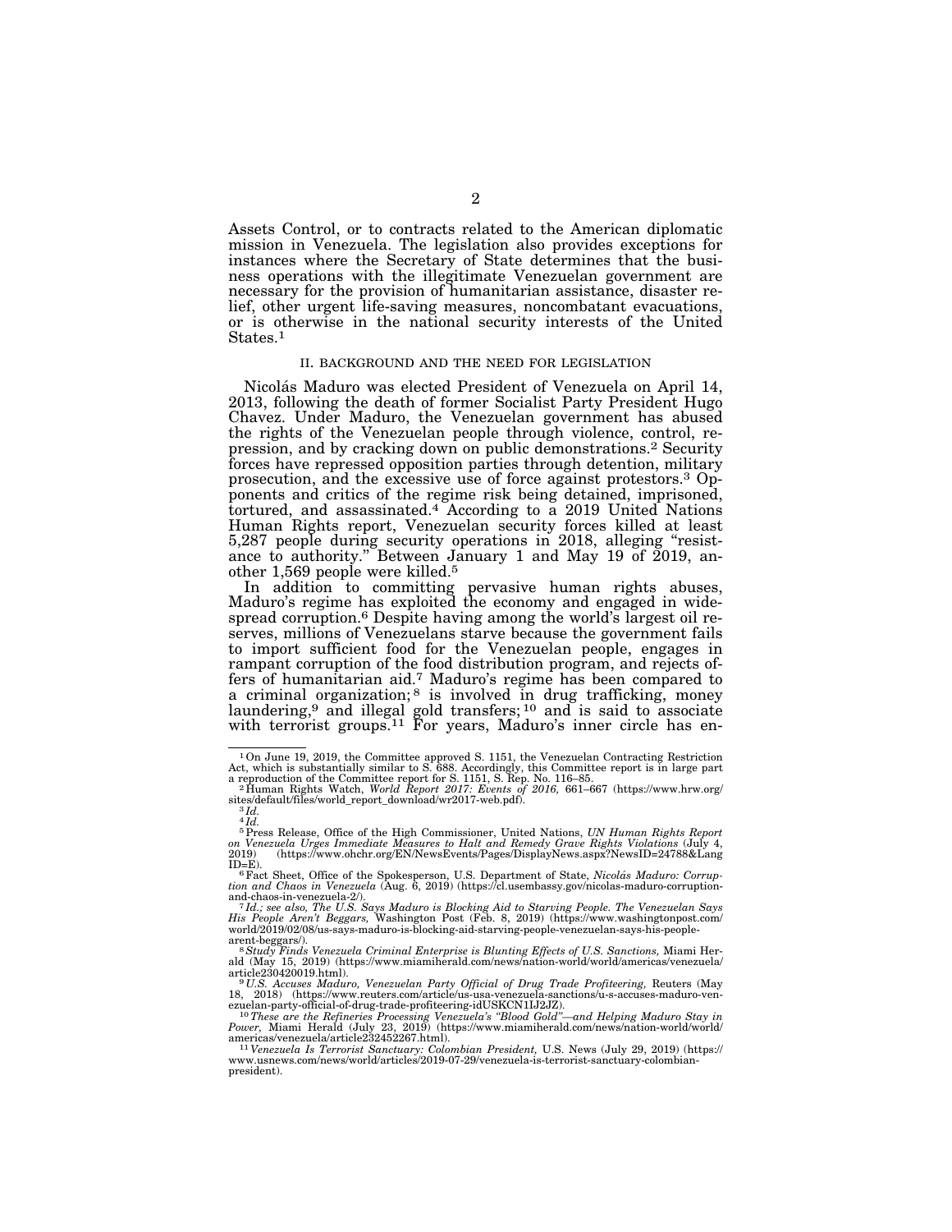Assets Control, or to contracts related to the American diplomatic mission in Venezuela. The legislation also provides exceptions for instances where the Secretary of State determines that the business operations with the illegitimate Venezuelan government are necessary for the provision of humanitarian assistance, disaster relief, other urgent life-saving measures, noncombatant evacuations, or is otherwise in the national security interests of the United States.[1]

## II. BACKGROUND AND THE NEED FOR LEGISLATION

Nicolás Maduro was elected President of Venezuela on April 14, 2013, following the death of former Socialist Party President Hugo Chavez. Under Maduro, the Venezuelan government has abused the rights of the Venezuelan people through violence, control, repression, and by cracking down on public demonstrations.[2] Security forces have repressed opposition parties through detention, military prosecution, and the excessive use of force against protestors.[3] Opponents and critics of the regime risk being detained, imprisoned, tortured, and assassinated.[4] According to a 2019 United Nations Human Rights report, Venezuelan security forces killed at least 5,287 people during security operations in 2018, alleging "resistance to authority." Between January 1 and May 19 of 2019, another 1,569 people were killed.[5]

In addition to committing pervasive human rights abuses, Maduro's regime has exploited the economy and engaged in widespread corruption.[6] Despite having among the world's largest oil reserves, millions of Venezuelans starve because the government fails to import sufficient food for the Venezuelan people, engages in rampant corruption of the food distribution program, and rejects offers of humanitarian aid.[7] Maduro's regime has been compared to a criminal organization;[8] is involved in drug trafficking, money laundering,[9] and illegal gold transfers;[10] and is said to associate with terrorist groups.[11] For years, Maduro's inner circle has en-

---

[1] On June 19, 2019, the Committee approved S. 1151, the Venezuelan Contracting Restriction Act, which is substantially similar to S. 688. Accordingly, this Committee report is in large part a reproduction of the Committee report for S. 1151, S. Rep. No. 116–85.

[2] Human Rights Watch, *World Report 2017: Events of 2016,* 661–667 (https://www.hrw.org/sites/default/files/world_report_download/wr2017-web.pdf).

[3] *Id.*

[4] *Id.*

[5] Press Release, Office of the High Commissioner, United Nations, *UN Human Rights Report on Venezuela Urges Immediate Measures to Halt and Remedy Grave Rights Violations* (July 4, 2019) (https://www.ohchr.org/EN/NewsEvents/Pages/DisplayNews.aspx?NewsID=24788&LangID=E).

[6] Fact Sheet, Office of the Spokesperson, U.S. Department of State, *Nicolás Maduro: Corruption and Chaos in Venezuela* (Aug. 6, 2019) (https://cl.usembassy.gov/nicolas-maduro-corruption-and-chaos-in-venezuela-2/).

[7] *Id.; see also, The U.S. Says Maduro is Blocking Aid to Starving People. The Venezuelan Says His People Aren't Beggars,* Washington Post (Feb. 8, 2019) (https://www.washingtonpost.com/world/2019/02/08/us-says-maduro-is-blocking-aid-starving-people-venezuelan-says-his-people-arent-beggars/).

[8] *Study Finds Venezuela Criminal Enterprise is Blunting Effects of U.S. Sanctions,* Miami Herald (May 15, 2019) (https://www.miamiherald.com/news/nation-world/world/americas/venezuela/article230420019.html).

[9] *U.S. Accuses Maduro, Venezuelan Party Official of Drug Trade Profiteering,* Reuters (May 18, 2018) (https://www.reuters.com/article/us-usa-venezuela-sanctions/u-s-accuses-maduro-venezuelan-party-official-of-drug-trade-profiteering-idUSKCN1IJ2JZ).

[10] *These are the Refineries Processing Venezuela's "Blood Gold"—and Helping Maduro Stay in Power,* Miami Herald (July 23, 2019) (https://www.miamiherald.com/news/nation-world/world/americas/venezuela/article232452267.html).

[11] *Venezuela Is Terrorist Sanctuary: Colombian President,* U.S. News (July 29, 2019) (https://www.usnews.com/news/world/articles/2019-07-29/venezuela-is-terrorist-sanctuary-colombian-president).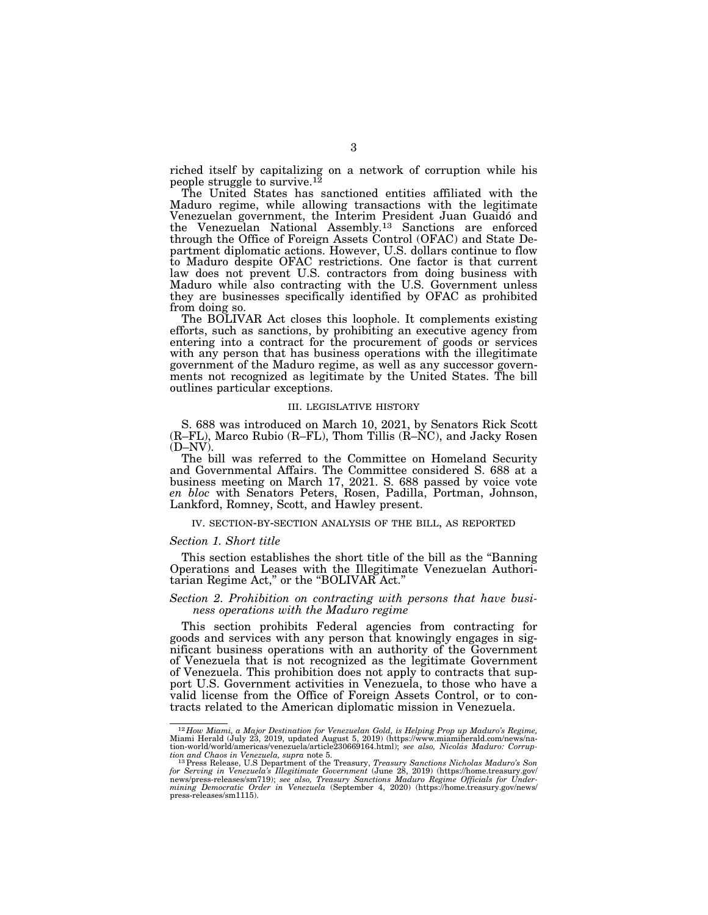riched itself by capitalizing on a network of corruption while his people struggle to survive.[12]

The United States has sanctioned entities affiliated with the Maduro regime, while allowing transactions with the legitimate Venezuelan government, the Interim President Juan Guaidó and the Venezuelan National Assembly.[13] Sanctions are enforced through the Office of Foreign Assets Control (OFAC) and State Department diplomatic actions. However, U.S. dollars continue to flow to Maduro despite OFAC restrictions. One factor is that current law does not prevent U.S. contractors from doing business with Maduro while also contracting with the U.S. Government unless they are businesses specifically identified by OFAC as prohibited from doing so.

The BOLIVAR Act closes this loophole. It complements existing efforts, such as sanctions, by prohibiting an executive agency from entering into a contract for the procurement of goods or services with any person that has business operations with the illegitimate government of the Maduro regime, as well as any successor governments not recognized as legitimate by the United States. The bill outlines particular exceptions.

## III. LEGISLATIVE HISTORY

S. 688 was introduced on March 10, 2021, by Senators Rick Scott (R–FL), Marco Rubio (R–FL), Thom Tillis (R–NC), and Jacky Rosen (D–NV).

The bill was referred to the Committee on Homeland Security and Governmental Affairs. The Committee considered S. 688 at a business meeting on March 17, 2021. S. 688 passed by voice vote *en bloc* with Senators Peters, Rosen, Padilla, Portman, Johnson, Lankford, Romney, Scott, and Hawley present.

## IV. SECTION-BY-SECTION ANALYSIS OF THE BILL, AS REPORTED

### *Section 1. Short title*

This section establishes the short title of the bill as the "Banning Operations and Leases with the Illegitimate Venezuelan Authoritarian Regime Act," or the "BOLIVAR Act."

### *Section 2. Prohibition on contracting with persons that have business operations with the Maduro regime*

This section prohibits Federal agencies from contracting for goods and services with any person that knowingly engages in significant business operations with an authority of the Government of Venezuela that is not recognized as the legitimate Government of Venezuela. This prohibition does not apply to contracts that support U.S. Government activities in Venezuela, to those who have a valid license from the Office of Foreign Assets Control, or to contracts related to the American diplomatic mission in Venezuela.

---

[12] *How Miami, a Major Destination for Venezuelan Gold, is Helping Prop up Maduro's Regime,* Miami Herald (July 23, 2019, updated August 5, 2019) (https://www.miamiherald.com/news/nation-world/world/americas/venezuela/article230669164.html); *see also, Nicolás Maduro: Corruption and Chaos in Venezuela, supra* note 5.

[13] Press Release, U.S Department of the Treasury, *Treasury Sanctions Nicholas Maduro's Son for Serving in Venezuela's Illegitimate Government* (June 28, 2019) (https://home.treasury.gov/news/press-releases/sm719); *see also, Treasury Sanctions Maduro Regime Officials for Undermining Democratic Order in Venezuela* (September 4, 2020) (https://home.treasury.gov/news/press-releases/sm1115).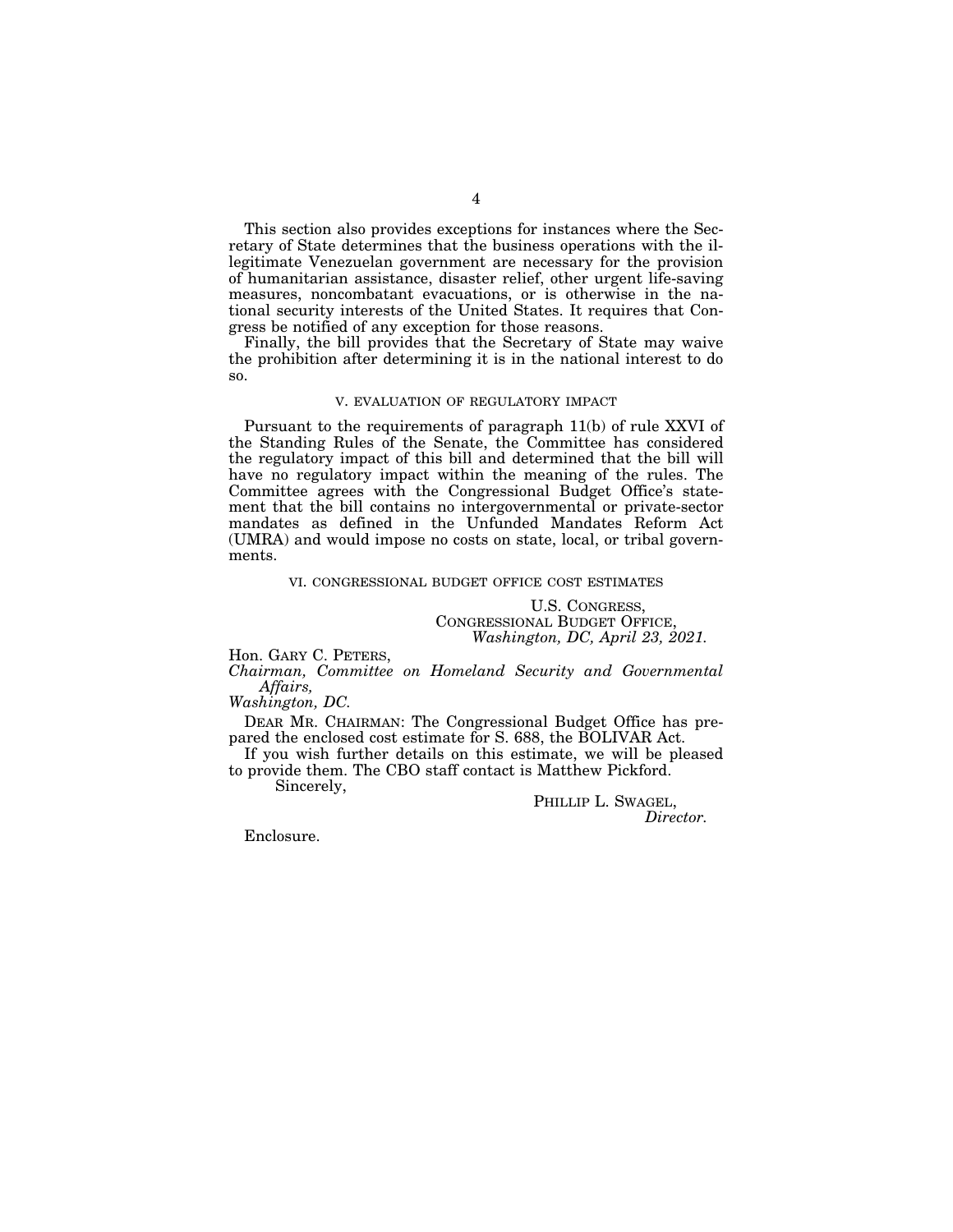This section also provides exceptions for instances where the Secretary of State determines that the business operations with the illegitimate Venezuelan government are necessary for the provision of humanitarian assistance, disaster relief, other urgent life-saving measures, noncombatant evacuations, or is otherwise in the national security interests of the United States. It requires that Congress be notified of any exception for those reasons.

Finally, the bill provides that the Secretary of State may waive the prohibition after determining it is in the national interest to do so.

## V. EVALUATION OF REGULATORY IMPACT

Pursuant to the requirements of paragraph 11(b) of rule XXVI of the Standing Rules of the Senate, the Committee has considered the regulatory impact of this bill and determined that the bill will have no regulatory impact within the meaning of the rules. The Committee agrees with the Congressional Budget Office's statement that the bill contains no intergovernmental or private-sector mandates as defined in the Unfunded Mandates Reform Act (UMRA) and would impose no costs on state, local, or tribal governments.

## VI. CONGRESSIONAL BUDGET OFFICE COST ESTIMATES

U.S. CONGRESS,
CONGRESSIONAL BUDGET OFFICE,
*Washington, DC, April 23, 2021.*

Hon. GARY C. PETERS,
*Chairman, Committee on Homeland Security and Governmental Affairs,*
*Washington, DC.*

DEAR MR. CHAIRMAN: The Congressional Budget Office has prepared the enclosed cost estimate for S. 688, the BOLIVAR Act.

If you wish further details on this estimate, we will be pleased to provide them. The CBO staff contact is Matthew Pickford.

Sincerely,

PHILLIP L. SWAGEL,
*Director.*

Enclosure.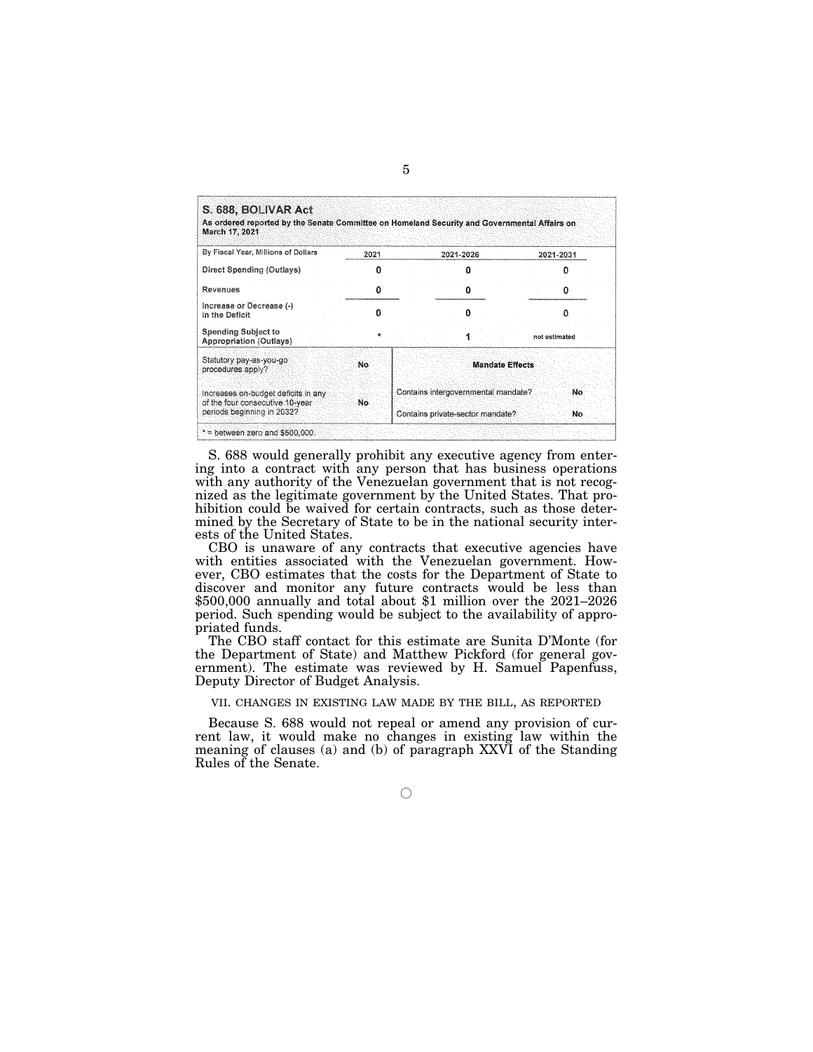**S. 688, BOLIVAR Act**
As ordered reported by the Senate Committee on Homeland Security and Governmental Affairs on March 17, 2021

| By Fiscal Year, Millions of Dollars | 2021 | 2021-2026 | 2021-2031 |
|---|---|---|---|
| Direct Spending (Outlays) | 0 | 0 | 0 |
| Revenues | 0 | 0 | 0 |
| Increase or Decrease (-) in the Deficit | 0 | 0 | 0 |
| Spending Subject to Appropriation (Outlays) | * | 1 | not estimated |

| | | | |
|---|---|---|---|
| Statutory pay-as-you-go procedures apply? | No | **Mandate Effects** | |
| Increases on-budget deficits in any of the four consecutive 10-year periods beginning in 2032? | No | Contains intergovernmental mandate? | No |
| | | Contains private-sector mandate? | No |

* = between zero and $500,000.

S. 688 would generally prohibit any executive agency from entering into a contract with any person that has business operations with any authority of the Venezuelan government that is not recognized as the legitimate government by the United States. That prohibition could be waived for certain contracts, such as those determined by the Secretary of State to be in the national security interests of the United States.

CBO is unaware of any contracts that executive agencies have with entities associated with the Venezuelan government. However, CBO estimates that the costs for the Department of State to discover and monitor any future contracts would be less than $500,000 annually and total about $1 million over the 2021–2026 period. Such spending would be subject to the availability of appropriated funds.

The CBO staff contact for this estimate are Sunita D'Monte (for the Department of State) and Matthew Pickford (for general government). The estimate was reviewed by H. Samuel Papenfuss, Deputy Director of Budget Analysis.

## VII. CHANGES IN EXISTING LAW MADE BY THE BILL, AS REPORTED

Because S. 688 would not repeal or amend any provision of current law, it would make no changes in existing law within the meaning of clauses (a) and (b) of paragraph XXVI of the Standing Rules of the Senate.